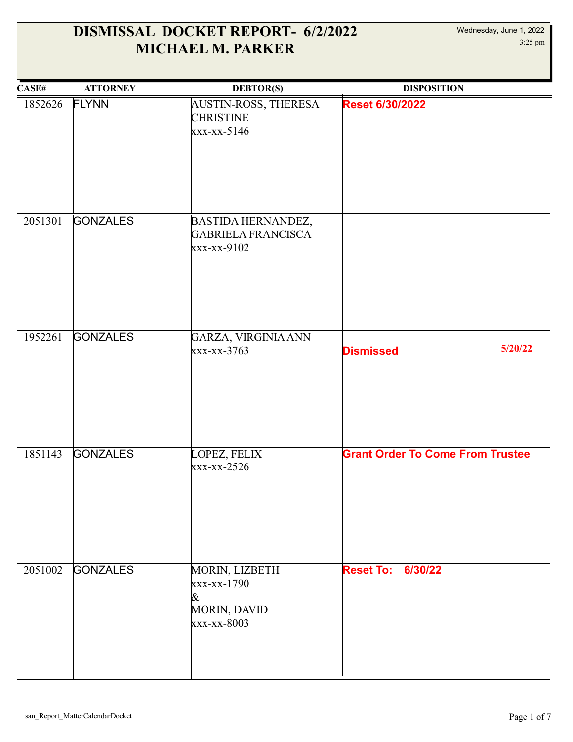# DISMISSAL DOCKET REPORT- 6/2/2022
## MICHAEL M. PARKER

Wednesday, June 1, 2022
3:25 pm

| CASE# | ATTORNEY | DEBTOR(S) | DISPOSITION |
|---|---|---|---|
| 1852626 | FLYNN | AUSTIN-ROSS, THERESA CHRISTINE<br>xxx-xx-5146 | **Reset 6/30/2022** |
| 2051301 | GONZALES | BASTIDA HERNANDEZ, GABRIELA FRANCISCA<br>xxx-xx-9102 | |
| 1952261 | GONZALES | GARZA, VIRGINIA ANN<br>xxx-xx-3763 | **Dismissed** 5/20/22 |
| 1851143 | GONZALES | LOPEZ, FELIX<br>xxx-xx-2526 | **Grant Order To Come From Trustee** |
| 2051002 | GONZALES | MORIN, LIZBETH<br>xxx-xx-1790<br>&<br>MORIN, DAVID<br>xxx-xx-8003 | **Reset To: 6/30/22** |

san_Report_MatterCalendarDocket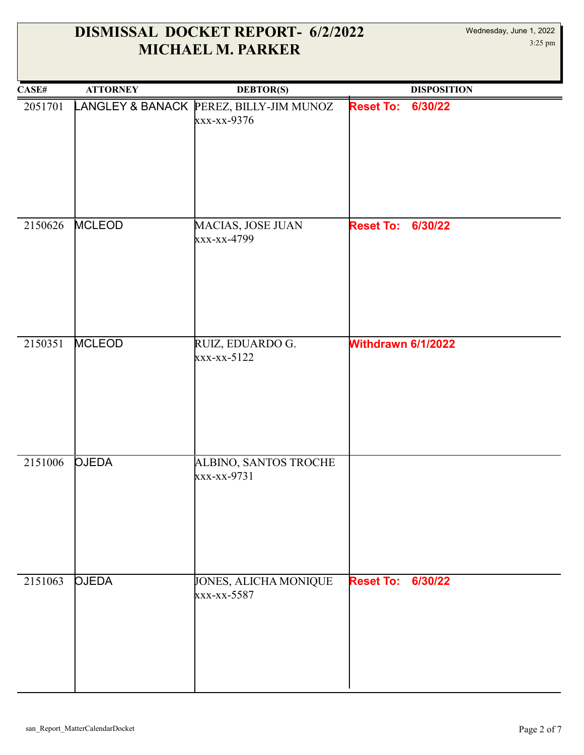# DISMISSAL DOCKET REPORT- 6/2/2022
# MICHAEL M. PARKER

Wednesday, June 1, 2022
3:25 pm

| CASE# | ATTORNEY | DEBTOR(S) | DISPOSITION |
|---|---|---|---|
| 2051701 | LANGLEY & BANACK | PEREZ, BILLY-JIM MUNOZ<br>xxx-xx-9376 | **Reset To: 6/30/22** |
| 2150626 | MCLEOD | MACIAS, JOSE JUAN<br>xxx-xx-4799 | **Reset To: 6/30/22** |
| 2150351 | MCLEOD | RUIZ, EDUARDO G.<br>xxx-xx-5122 | **Withdrawn 6/1/2022** |
| 2151006 | OJEDA | ALBINO, SANTOS TROCHE<br>xxx-xx-9731 | |
| 2151063 | OJEDA | JONES, ALICHA MONIQUE<br>xxx-xx-5587 | **Reset To: 6/30/22** |

san_Report_MatterCalendarDocket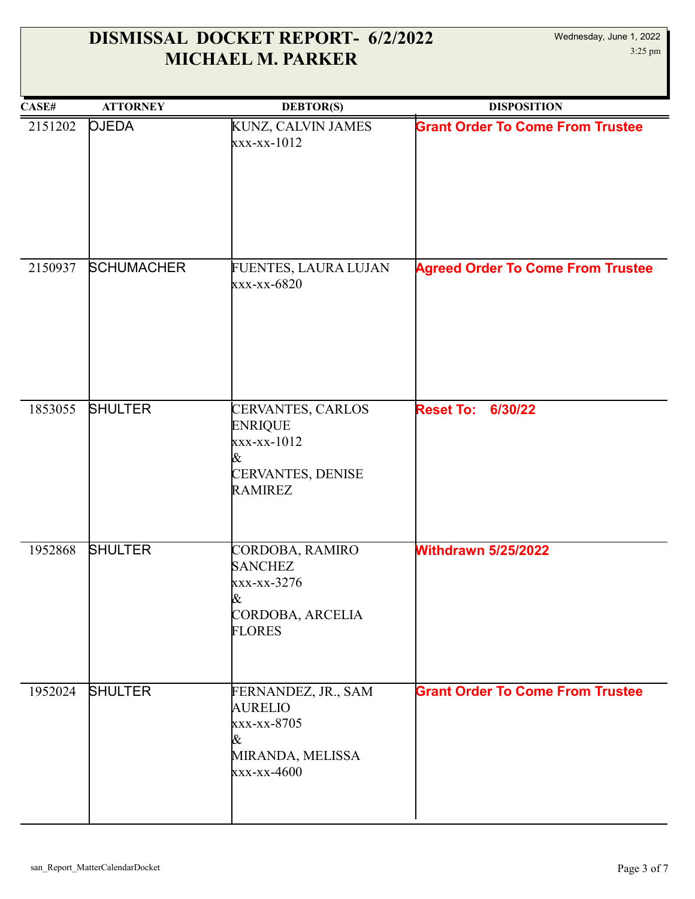# DISMISSAL DOCKET REPORT- 6/2/2022
# MICHAEL M. PARKER

Wednesday, June 1, 2022
3:25 pm

| CASE# | ATTORNEY | DEBTOR(S) | DISPOSITION |
|---|---|---|---|
| 2151202 | OJEDA | KUNZ, CALVIN JAMES<br>xxx-xx-1012 | **Grant Order To Come From Trustee** |
| 2150937 | SCHUMACHER | FUENTES, LAURA LUJAN<br>xxx-xx-6820 | **Agreed Order To Come From Trustee** |
| 1853055 | SHULTER | CERVANTES, CARLOS ENRIQUE<br>xxx-xx-1012<br>&<br>CERVANTES, DENISE RAMIREZ | **Reset To: 6/30/22** |
| 1952868 | SHULTER | CORDOBA, RAMIRO SANCHEZ<br>xxx-xx-3276<br>&<br>CORDOBA, ARCELIA FLORES | **Withdrawn 5/25/2022** |
| 1952024 | SHULTER | FERNANDEZ, JR., SAM AURELIO<br>xxx-xx-8705<br>&<br>MIRANDA, MELISSA<br>xxx-xx-4600 | **Grant Order To Come From Trustee** |

san_Report_MatterCalendarDocket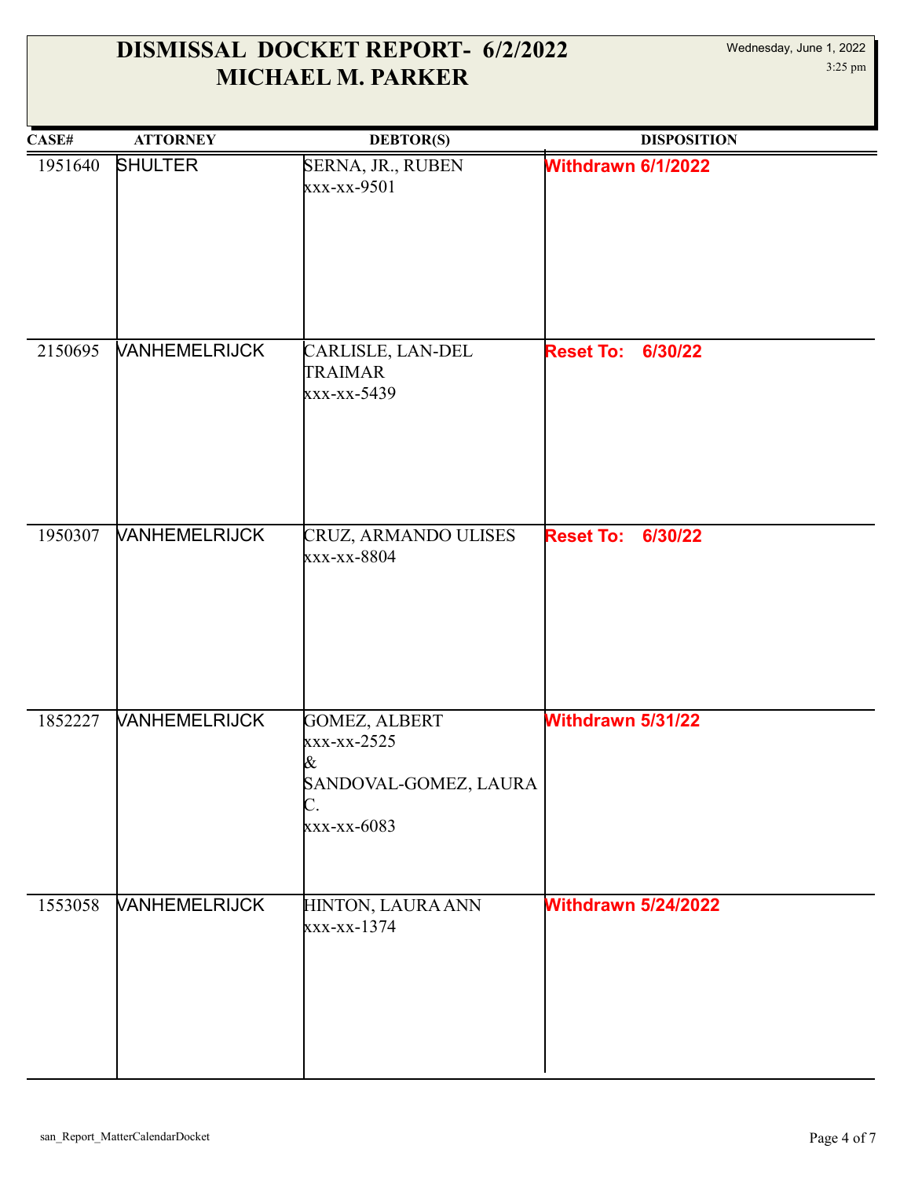# DISMISSAL DOCKET REPORT- 6/2/2022
## MICHAEL M. PARKER

Wednesday, June 1, 2022
3:25 pm

| CASE# | ATTORNEY | DEBTOR(S) | DISPOSITION |
|---|---|---|---|
| 1951640 | SHULTER | SERNA, JR., RUBEN<br>xxx-xx-9501 | **Withdrawn 6/1/2022** |
| 2150695 | VANHEMELRIJCK | CARLISLE, LAN-DEL TRAIMAR<br>xxx-xx-5439 | **Reset To: 6/30/22** |
| 1950307 | VANHEMELRIJCK | CRUZ, ARMANDO ULISES<br>xxx-xx-8804 | **Reset To: 6/30/22** |
| 1852227 | VANHEMELRIJCK | GOMEZ, ALBERT<br>xxx-xx-2525<br>&<br>SANDOVAL-GOMEZ, LAURA C.<br>xxx-xx-6083 | **Withdrawn 5/31/22** |
| 1553058 | VANHEMELRIJCK | HINTON, LAURA ANN<br>xxx-xx-1374 | **Withdrawn 5/24/2022** |

san_Report_MatterCalendarDocket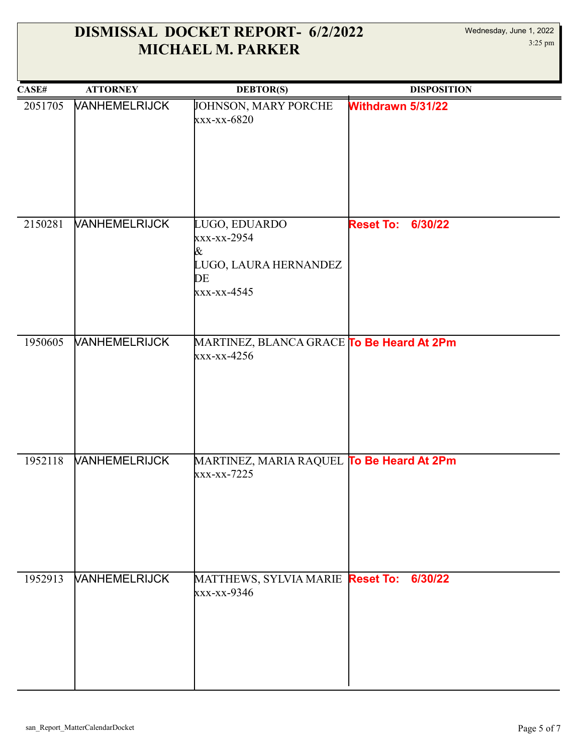# DISMISSAL DOCKET REPORT- 6/2/2022
# MICHAEL M. PARKER

Wednesday, June 1, 2022
3:25 pm

| CASE# | ATTORNEY | DEBTOR(S) | DISPOSITION |
|---|---|---|---|
| 2051705 | VANHEMELRIJCK | JOHNSON, MARY PORCHE<br>xxx-xx-6820 | **Withdrawn 5/31/22** |
| 2150281 | VANHEMELRIJCK | LUGO, EDUARDO<br>xxx-xx-2954<br>&<br>LUGO, LAURA HERNANDEZ DE<br>xxx-xx-4545 | **Reset To: 6/30/22** |
| 1950605 | VANHEMELRIJCK | MARTINEZ, BLANCA GRACE<br>xxx-xx-4256 | **To Be Heard At 2Pm** |
| 1952118 | VANHEMELRIJCK | MARTINEZ, MARIA RAQUEL<br>xxx-xx-7225 | **To Be Heard At 2Pm** |
| 1952913 | VANHEMELRIJCK | MATTHEWS, SYLVIA MARIE<br>xxx-xx-9346 | **Reset To: 6/30/22** |

san_Report_MatterCalendarDocket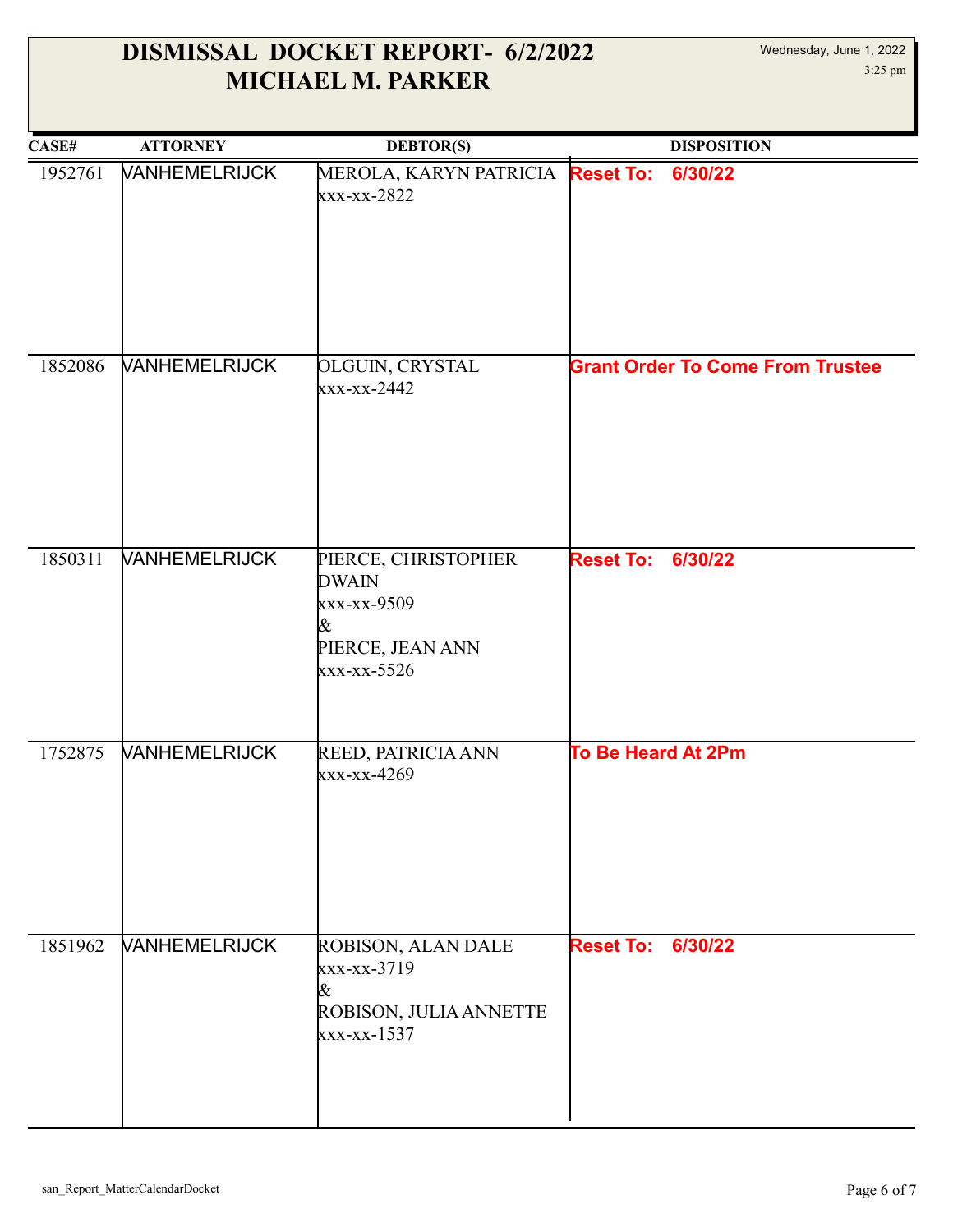# DISMISSAL DOCKET REPORT- 6/2/2022
## MICHAEL M. PARKER

Wednesday, June 1, 2022
3:25 pm

| CASE# | ATTORNEY | DEBTOR(S) | DISPOSITION |
|---|---|---|---|
| 1952761 | VANHEMELRIJCK | MEROLA, KARYN PATRICIA<br>xxx-xx-2822 | **Reset To: 6/30/22** |
| 1852086 | VANHEMELRIJCK | OLGUIN, CRYSTAL<br>xxx-xx-2442 | **Grant Order To Come From Trustee** |
| 1850311 | VANHEMELRIJCK | PIERCE, CHRISTOPHER DWAIN<br>xxx-xx-9509<br>&<br>PIERCE, JEAN ANN<br>xxx-xx-5526 | **Reset To: 6/30/22** |
| 1752875 | VANHEMELRIJCK | REED, PATRICIA ANN<br>xxx-xx-4269 | **To Be Heard At 2Pm** |
| 1851962 | VANHEMELRIJCK | ROBISON, ALAN DALE<br>xxx-xx-3719<br>&<br>ROBISON, JULIA ANNETTE<br>xxx-xx-1537 | **Reset To: 6/30/22** |

san_Report_MatterCalendarDocket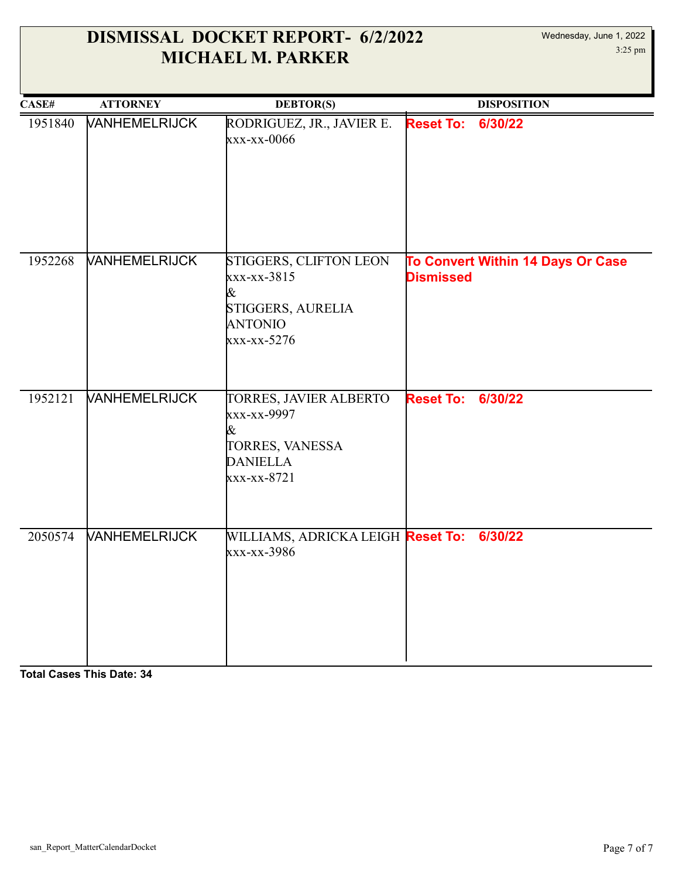# DISMISSAL DOCKET REPORT- 6/2/2022
# MICHAEL M. PARKER

Wednesday, June 1, 2022
3:25 pm

| CASE# | ATTORNEY | DEBTOR(S) | DISPOSITION |
|---|---|---|---|
| 1951840 | VANHEMELRIJCK | RODRIGUEZ, JR., JAVIER E.<br>xxx-xx-0066 | **Reset To: 6/30/22** |
| 1952268 | VANHEMELRIJCK | STIGGERS, CLIFTON LEON<br>xxx-xx-3815<br>&<br>STIGGERS, AURELIA ANTONIO<br>xxx-xx-5276 | **To Convert Within 14 Days Or Case Dismissed** |
| 1952121 | VANHEMELRIJCK | TORRES, JAVIER ALBERTO<br>xxx-xx-9997<br>&<br>TORRES, VANESSA DANIELLA<br>xxx-xx-8721 | **Reset To: 6/30/22** |
| 2050574 | VANHEMELRIJCK | WILLIAMS, ADRICKA LEIGH<br>xxx-xx-3986 | **Reset To: 6/30/22** |

**Total Cases This Date: 34**

san_Report_MatterCalendarDocket